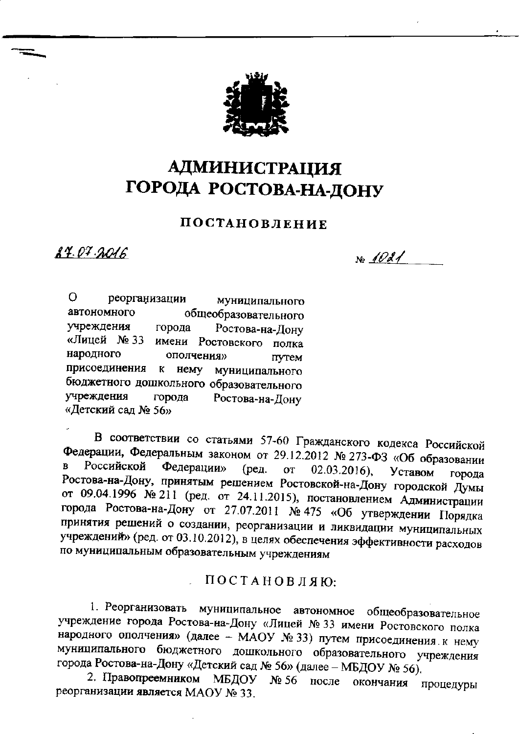# АДМИНИСТРАЦИЯ
# ГОРОДА РОСТОВА-НА-ДОНУ

## ПОСТАНОВЛЕНИЕ

27.07.2016 № 1021

О реорганизации муниципального автономного общеобразовательного учреждения города Ростова-на-Дону «Лицей № 33 имени Ростовского полка народного ополчения» путем присоединения к нему муниципального бюджетного дошкольного образовательного учреждения города Ростова-на-Дону «Детский сад № 56»

В соответствии со статьями 57-60 Гражданского кодекса Российской Федерации, Федеральным законом от 29.12.2012 № 273-ФЗ «Об образовании в Российской Федерации» (ред. от 02.03.2016), Уставом города Ростова-на-Дону, принятым решением Ростовской-на-Дону городской Думы от 09.04.1996 № 211 (ред. от 24.11.2015), постановлением Администрации города Ростова-на-Дону от 27.07.2011 № 475 «Об утверждении Порядка принятия решений о создании, реорганизации и ликвидации муниципальных учреждений» (ред. от 03.10.2012), в целях обеспечения эффективности расходов по муниципальным образовательным учреждениям

ПОСТАНОВЛЯЮ:

1. Реорганизовать муниципальное автономное общеобразовательное учреждение города Ростова-на-Дону «Лицей № 33 имени Ростовского полка народного ополчения» (далее – МАОУ № 33) путем присоединения к нему муниципального бюджетного дошкольного образовательного учреждения города Ростова-на-Дону «Детский сад № 56» (далее – МБДОУ № 56).

2. Правопреемником МБДОУ № 56 после окончания процедуры реорганизации является МАОУ № 33.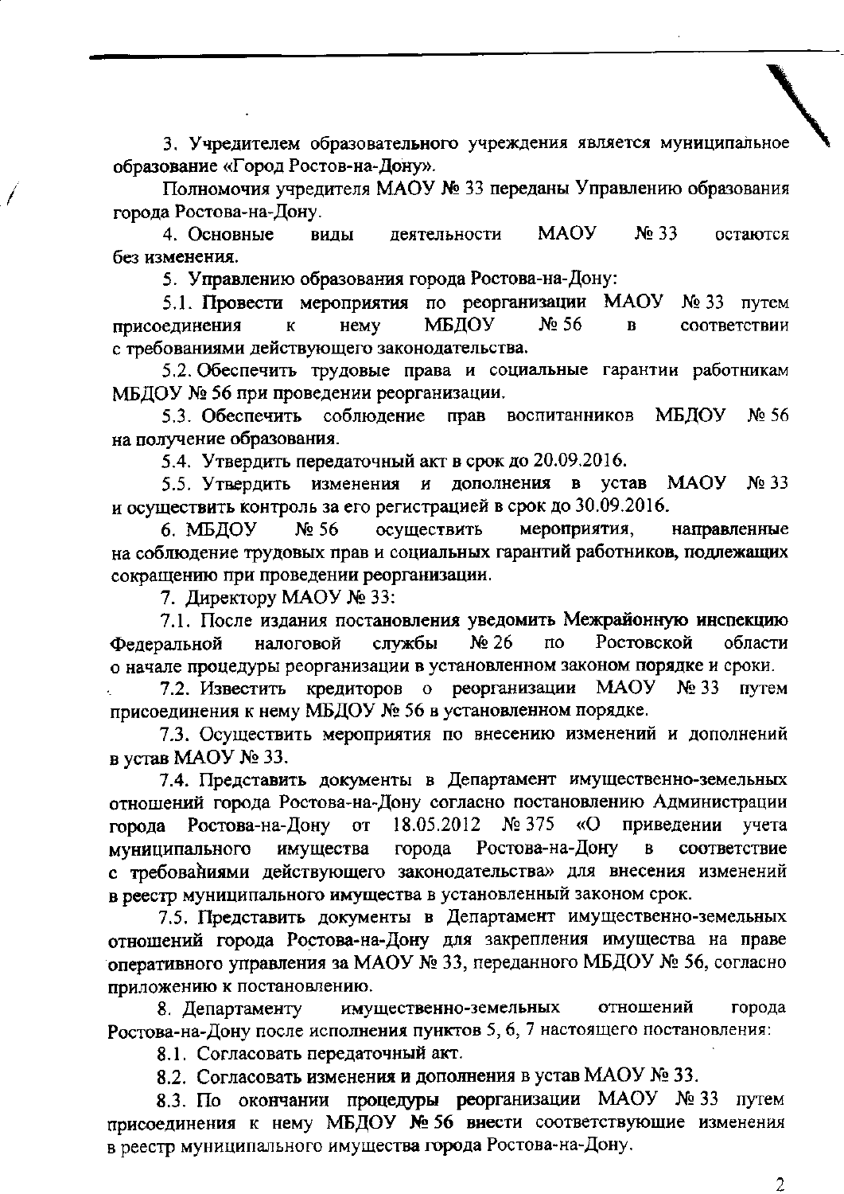3. Учредителем образовательного учреждения является муниципальное образование «Город Ростов-на-Дону».

Полномочия учредителя МАОУ № 33 переданы Управлению образования города Ростова-на-Дону.

4. Основные виды деятельности МАОУ № 33 остаются без изменения.

5. Управлению образования города Ростова-на-Дону:

5.1. Провести мероприятия по реорганизации МАОУ № 33 путем присоединения к нему МБДОУ № 56 в соответствии с требованиями действующего законодательства.

5.2. Обеспечить трудовые права и социальные гарантии работникам МБДОУ № 56 при проведении реорганизации.

5.3. Обеспечить соблюдение прав воспитанников МБДОУ № 56 на получение образования.

5.4. Утвердить передаточный акт в срок до 20.09.2016.

5.5. Утвердить изменения и дополнения в устав МАОУ № 33 и осуществить контроль за его регистрацией в срок до 30.09.2016.

6. МБДОУ № 56 осуществить мероприятия, направленные на соблюдение трудовых прав и социальных гарантий работников, подлежащих сокращению при проведении реорганизации.

7. Директору МАОУ № 33:

7.1. После издания постановления уведомить Межрайонную инспекцию Федеральной налоговой службы № 26 по Ростовской области о начале процедуры реорганизации в установленном законом порядке и сроки.

7.2. Известить кредиторов о реорганизации МАОУ № 33 путем присоединения к нему МБДОУ № 56 в установленном порядке.

7.3. Осуществить мероприятия по внесению изменений и дополнений в устав МАОУ № 33.

7.4. Представить документы в Департамент имущественно-земельных отношений города Ростова-на-Дону согласно постановлению Администрации города Ростова-на-Дону от 18.05.2012 № 375 «О приведении учета муниципального имущества города Ростова-на-Дону в соответствие с требованиями действующего законодательства» для внесения изменений в реестр муниципального имущества в установленный законом срок.

7.5. Представить документы в Департамент имущественно-земельных отношений города Ростова-на-Дону для закрепления имущества на праве оперативного управления за МАОУ № 33, переданного МБДОУ № 56, согласно приложению к постановлению.

8. Департаменту имущественно-земельных отношений города Ростова-на-Дону после исполнения пунктов 5, 6, 7 настоящего постановления:

8.1. Согласовать передаточный акт.

8.2. Согласовать изменения и дополнения в устав МАОУ № 33.

8.3. По окончании процедуры реорганизации МАОУ № 33 путем присоединения к нему МБДОУ № 56 внести соответствующие изменения в реестр муниципального имущества города Ростова-на-Дону.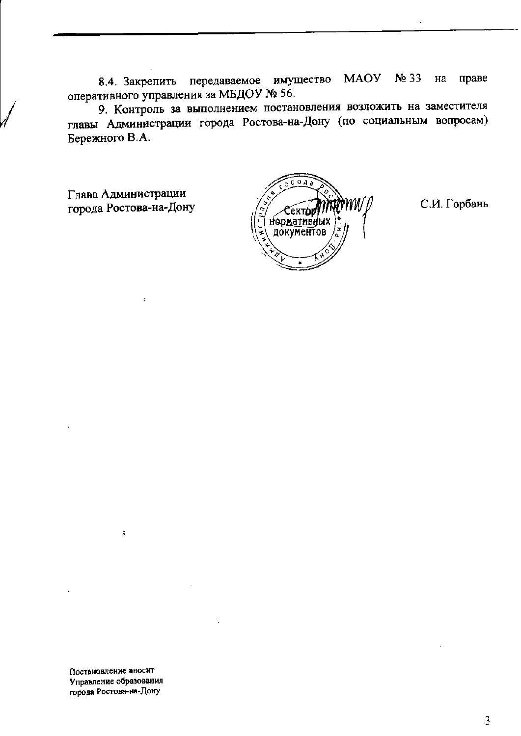8.4. Закрепить передаваемое имущество МАОУ № 33 на праве оперативного управления за МБДОУ № 56.

9. Контроль за выполнением постановления возложить на заместителя главы Администрации города Ростова-на-Дону (по социальным вопросам) Бережного В.А.

Глава Администрации
города Ростова-на-Дону

Администрация города Ростова-на-Дону
Сектор нормативных документов

С.И. Горбань

Постановление вносит
Управление образования
города Ростова-на-Дону